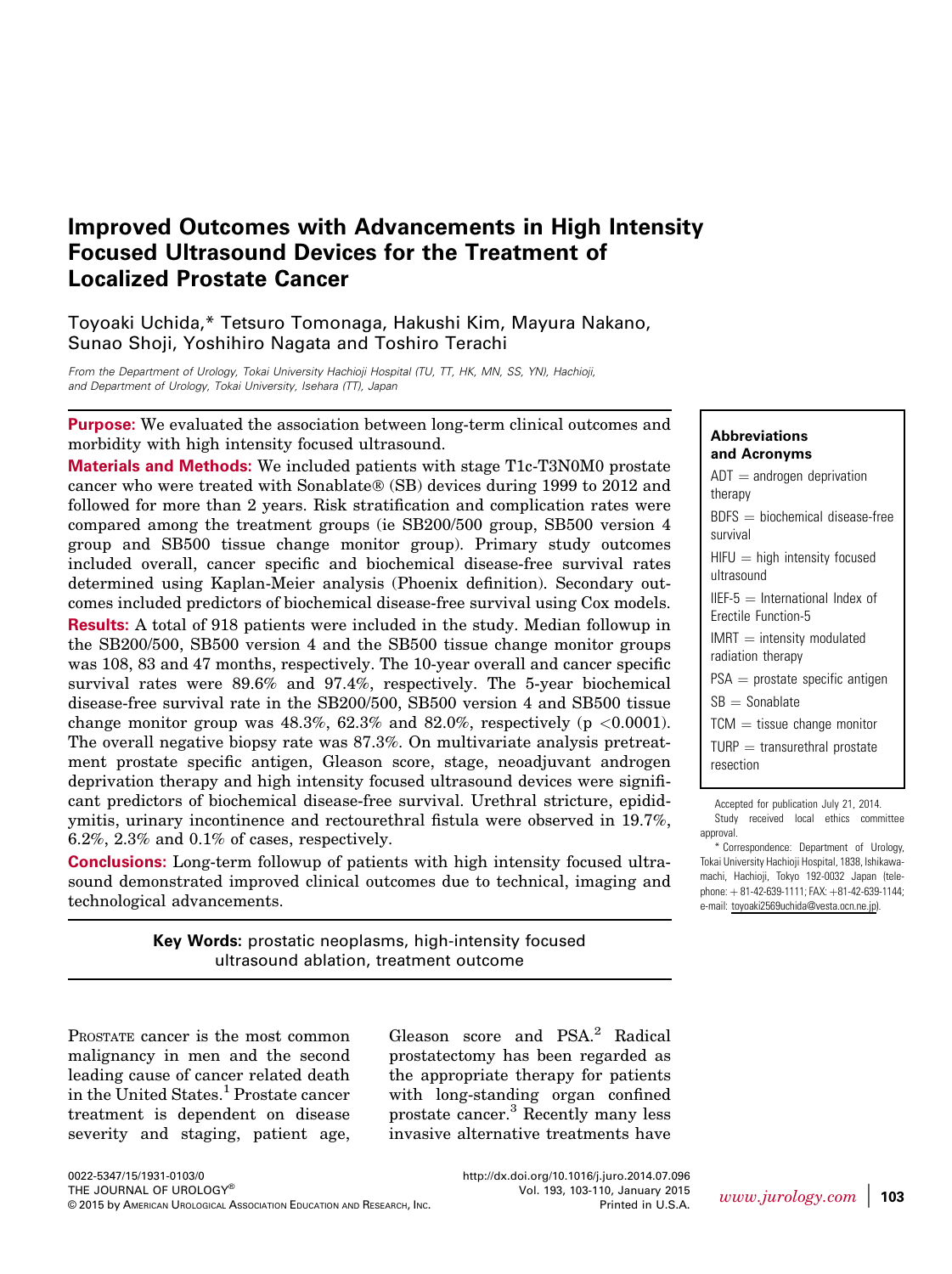# Improved Outcomes with Advancements in High Intensity Focused Ultrasound Devices for the Treatment of Localized Prostate Cancer

Toyoaki Uchida,* Tetsuro Tomonaga, Hakushi Kim, Mayura Nakano, Sunao Shoji, Yoshihiro Nagata and Toshiro Terachi

*From the Department of Urology, Tokai University Hachioji Hospital (TU, TT, HK, MN, SS, YN), Hachioji, and Department of Urology, Tokai University, Isehara (TT), Japan*

**Purpose:** We evaluated the association between long-term clinical outcomes and morbidity with high intensity focused ultrasound.

**Materials and Methods:** We included patients with stage T1c-T3N0M0 prostate cancer who were treated with Sonablate® (SB) devices during 1999 to 2012 and followed for more than 2 years. Risk stratification and complication rates were compared among the treatment groups (ie SB200/500 group, SB500 version 4 group and SB500 tissue change monitor group). Primary study outcomes included overall, cancer specific and biochemical disease-free survival rates determined using Kaplan-Meier analysis (Phoenix definition). Secondary outcomes included predictors of biochemical disease-free survival using Cox models.

**Results:** A total of 918 patients were included in the study. Median followup in the SB200/500, SB500 version 4 and the SB500 tissue change monitor groups was 108, 83 and 47 months, respectively. The 10-year overall and cancer specific survival rates were 89.6% and 97.4%, respectively. The 5-year biochemical disease-free survival rate in the SB200/500, SB500 version 4 and SB500 tissue change monitor group was 48.3%, 62.3% and 82.0%, respectively ($p < 0.0001$). The overall negative biopsy rate was 87.3%. On multivariate analysis pretreatment prostate specific antigen, Gleason score, stage, neoadjuvant androgen deprivation therapy and high intensity focused ultrasound devices were significant predictors of biochemical disease-free survival. Urethral stricture, epididymitis, urinary incontinence and rectourethral fistula were observed in 19.7%, 6.2%, 2.3% and 0.1% of cases, respectively.

**Conclusions:** Long-term followup of patients with high intensity focused ultrasound demonstrated improved clinical outcomes due to technical, imaging and technological advancements.

**Key Words:** prostatic neoplasms, high-intensity focused ultrasound ablation, treatment outcome

**Abbreviations and Acronyms**

ADT = androgen deprivation therapy

BDFS = biochemical disease-free survival

HIFU = high intensity focused ultrasound

IIEF-5 = International Index of Erectile Function-5

IMRT = intensity modulated radiation therapy

PSA = prostate specific antigen

SB = Sonablate

TCM = tissue change monitor

TURP = transurethral prostate resection

Accepted for publication July 21, 2014.

Study received local ethics committee approval.

\* Correspondence: Department of Urology, Tokai University Hachioji Hospital, 1838, Ishikawa-machi, Hachioji, Tokyo 192-0032 Japan (telephone: +81-42-639-1111; FAX: +81-42-639-1144; e-mail: toyoaki2569uchida@vesta.ocn.ne.jp).

Prostate cancer is the most common malignancy in men and the second leading cause of cancer related death in the United States.[1] Prostate cancer treatment is dependent on disease severity and staging, patient age, Gleason score and PSA.[2] Radical prostatectomy has been regarded as the appropriate therapy for patients with long-standing organ confined prostate cancer.[3] Recently many less invasive alternative treatments have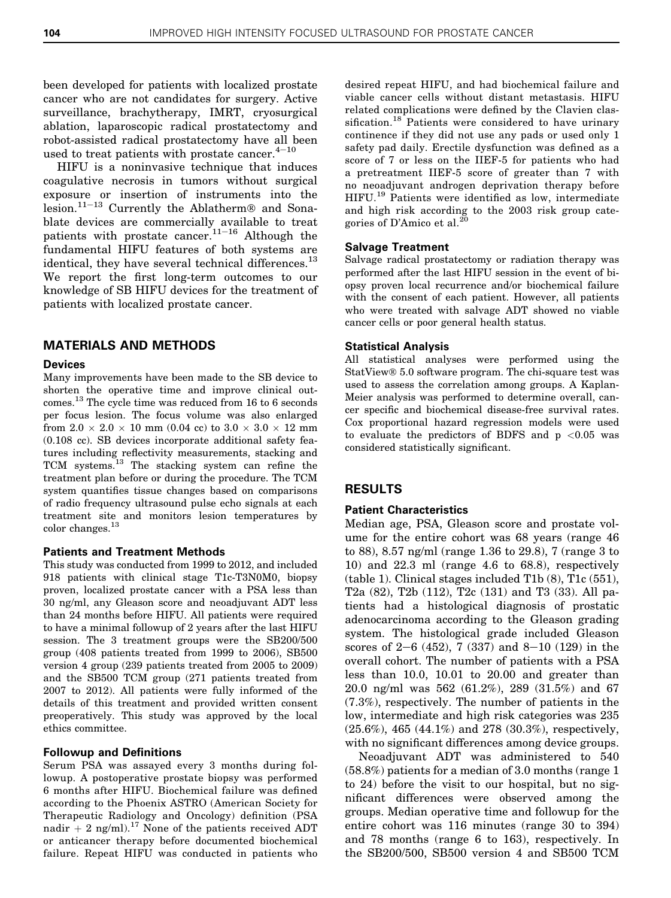been developed for patients with localized prostate cancer who are not candidates for surgery. Active surveillance, brachytherapy, IMRT, cryosurgical ablation, laparoscopic radical prostatectomy and robot-assisted radical prostatectomy have all been used to treat patients with prostate cancer.[4–10]

HIFU is a noninvasive technique that induces coagulative necrosis in tumors without surgical exposure or insertion of instruments into the lesion.[11–13] Currently the Ablatherm® and Sonablate devices are commercially available to treat patients with prostate cancer.[11–16] Although the fundamental HIFU features of both systems are identical, they have several technical differences.[13] We report the first long-term outcomes to our knowledge of SB HIFU devices for the treatment of patients with localized prostate cancer.

## MATERIALS AND METHODS

### Devices

Many improvements have been made to the SB device to shorten the operative time and improve clinical outcomes.[13] The cycle time was reduced from 16 to 6 seconds per focus lesion. The focus volume was also enlarged from $2.0 \times 2.0 \times 10$ mm (0.04 cc) to $3.0 \times 3.0 \times 12$ mm (0.108 cc). SB devices incorporate additional safety features including reflectivity measurements, stacking and TCM systems.[13] The stacking system can refine the treatment plan before or during the procedure. The TCM system quantifies tissue changes based on comparisons of radio frequency ultrasound pulse echo signals at each treatment site and monitors lesion temperatures by color changes.[13]

### Patients and Treatment Methods

This study was conducted from 1999 to 2012, and included 918 patients with clinical stage T1c-T3N0M0, biopsy proven, localized prostate cancer with a PSA less than 30 ng/ml, any Gleason score and neoadjuvant ADT less than 24 months before HIFU. All patients were required to have a minimal followup of 2 years after the last HIFU session. The 3 treatment groups were the SB200/500 group (408 patients treated from 1999 to 2006), SB500 version 4 group (239 patients treated from 2005 to 2009) and the SB500 TCM group (271 patients treated from 2007 to 2012). All patients were fully informed of the details of this treatment and provided written consent preoperatively. This study was approved by the local ethics committee.

### Followup and Definitions

Serum PSA was assayed every 3 months during followup. A postoperative prostate biopsy was performed 6 months after HIFU. Biochemical failure was defined according to the Phoenix ASTRO (American Society for Therapeutic Radiology and Oncology) definition (PSA nadir + 2 ng/ml).[17] None of the patients received ADT or anticancer therapy before documented biochemical failure. Repeat HIFU was conducted in patients who desired repeat HIFU, and had biochemical failure and viable cancer cells without distant metastasis. HIFU related complications were defined by the Clavien classification.[18] Patients were considered to have urinary continence if they did not use any pads or used only 1 safety pad daily. Erectile dysfunction was defined as a score of 7 or less on the IIEF-5 for patients who had a pretreatment IIEF-5 score of greater than 7 with no neoadjuvant androgen deprivation therapy before HIFU.[19] Patients were identified as low, intermediate and high risk according to the 2003 risk group categories of D'Amico et al.[20]

### Salvage Treatment

Salvage radical prostatectomy or radiation therapy was performed after the last HIFU session in the event of biopsy proven local recurrence and/or biochemical failure with the consent of each patient. However, all patients who were treated with salvage ADT showed no viable cancer cells or poor general health status.

### Statistical Analysis

All statistical analyses were performed using the StatView® 5.0 software program. The chi-square test was used to assess the correlation among groups. A Kaplan-Meier analysis was performed to determine overall, cancer specific and biochemical disease-free survival rates. Cox proportional hazard regression models were used to evaluate the predictors of BDFS and $p < 0.05$ was considered statistically significant.

## RESULTS

### Patient Characteristics

Median age, PSA, Gleason score and prostate volume for the entire cohort was 68 years (range 46 to 88), 8.57 ng/ml (range 1.36 to 29.8), 7 (range 3 to 10) and 22.3 ml (range 4.6 to 68.8), respectively (table 1). Clinical stages included T1b (8), T1c (551), T2a (82), T2b (112), T2c (131) and T3 (33). All patients had a histological diagnosis of prostatic adenocarcinoma according to the Gleason grading system. The histological grade included Gleason scores of 2–6 (452), 7 (337) and 8–10 (129) in the overall cohort. The number of patients with a PSA less than 10.0, 10.01 to 20.00 and greater than 20.0 ng/ml was 562 (61.2%), 289 (31.5%) and 67 (7.3%), respectively. The number of patients in the low, intermediate and high risk categories was 235 (25.6%), 465 (44.1%) and 278 (30.3%), respectively, with no significant differences among device groups.

Neoadjuvant ADT was administered to 540 (58.8%) patients for a median of 3.0 months (range 1 to 24) before the visit to our hospital, but no significant differences were observed among the groups. Median operative time and followup for the entire cohort was 116 minutes (range 30 to 394) and 78 months (range 6 to 163), respectively. In the SB200/500, SB500 version 4 and SB500 TCM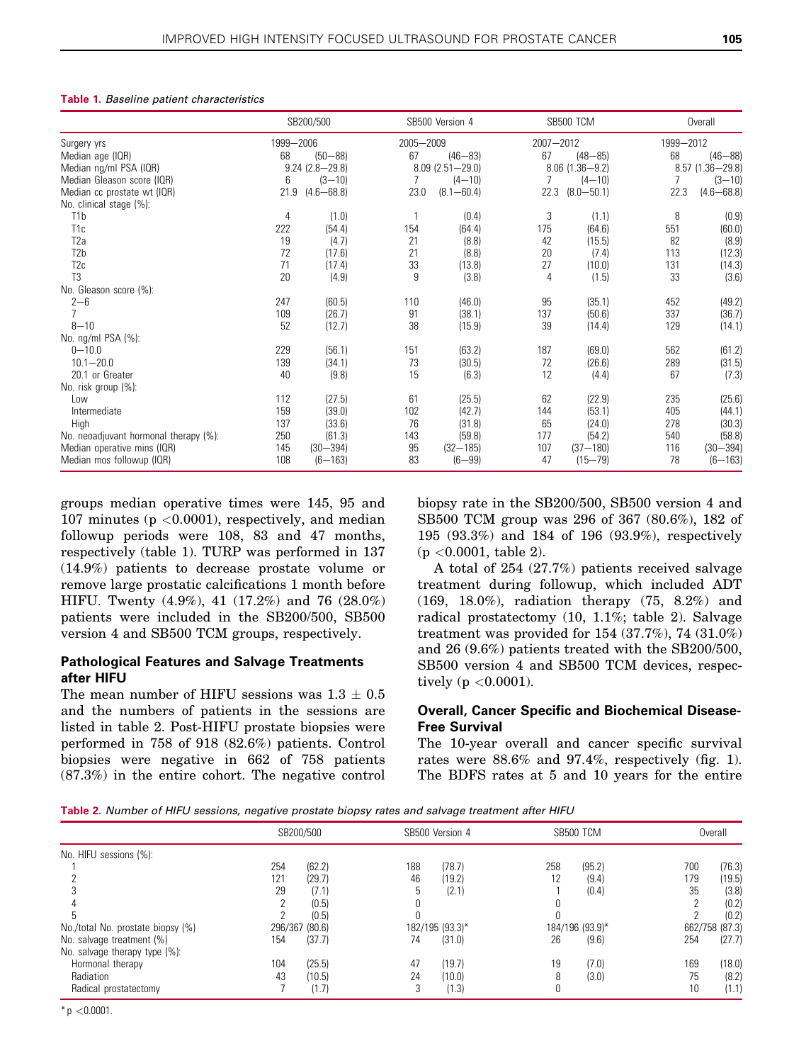**Table 1.** *Baseline patient characteristics*

| | SB200/500 | | SB500 Version 4 | | SB500 TCM | | Overall | |
|---|---|---|---|---|---|---|---|---|
| Surgery yrs | 1999–2006 | | 2005–2009 | | 2007–2012 | | 1999–2012 | |
| Median age (IQR) | 68 | (50–88) | 67 | (46–83) | 67 | (48–85) | 68 | (46–88) |
| Median ng/ml PSA (IQR) | 9.24 (2.8–29.8) | | 8.09 (2.51–29.0) | | 8.06 (1.36–9.2) | | 8.57 (1.36–29.8) | |
| Median Gleason score (IQR) | 6 | (3–10) | 7 | (4–10) | 7 | (4–10) | 7 | (3–10) |
| Median cc prostate wt (IQR) | 21.9 | (4.6–68.8) | 23.0 | (8.1–60.4) | 22.3 | (8.0–50.1) | 22.3 | (4.6–68.8) |
| No. clinical stage (%): | | | | | | | | |
| T1b | 4 | (1.0) | 1 | (0.4) | 3 | (1.1) | 8 | (0.9) |
| T1c | 222 | (54.4) | 154 | (64.4) | 175 | (64.6) | 551 | (60.0) |
| T2a | 19 | (4.7) | 21 | (8.8) | 42 | (15.5) | 82 | (8.9) |
| T2b | 72 | (17.6) | 21 | (8.8) | 20 | (7.4) | 113 | (12.3) |
| T2c | 71 | (17.4) | 33 | (13.8) | 27 | (10.0) | 131 | (14.3) |
| T3 | 20 | (4.9) | 9 | (3.8) | 4 | (1.5) | 33 | (3.6) |
| No. Gleason score (%): | | | | | | | | |
| 2–6 | 247 | (60.5) | 110 | (46.0) | 95 | (35.1) | 452 | (49.2) |
| 7 | 109 | (26.7) | 91 | (38.1) | 137 | (50.6) | 337 | (36.7) |
| 8–10 | 52 | (12.7) | 38 | (15.9) | 39 | (14.4) | 129 | (14.1) |
| No. ng/ml PSA (%): | | | | | | | | |
| 0–10.0 | 229 | (56.1) | 151 | (63.2) | 187 | (69.0) | 562 | (61.2) |
| 10.1–20.0 | 139 | (34.1) | 73 | (30.5) | 72 | (26.6) | 289 | (31.5) |
| 20.1 or Greater | 40 | (9.8) | 15 | (6.3) | 12 | (4.4) | 67 | (7.3) |
| No. risk group (%): | | | | | | | | |
| Low | 112 | (27.5) | 61 | (25.5) | 62 | (22.9) | 235 | (25.6) |
| Intermediate | 159 | (39.0) | 102 | (42.7) | 144 | (53.1) | 405 | (44.1) |
| High | 137 | (33.6) | 76 | (31.8) | 65 | (24.0) | 278 | (30.3) |
| No. neoadjuvant hormonal therapy (%): | 250 | (61.3) | 143 | (59.8) | 177 | (54.2) | 540 | (58.8) |
| Median operative mins (IQR) | 145 | (30–394) | 95 | (32–185) | 107 | (37–180) | 116 | (30–394) |
| Median mos followup (IQR) | 108 | (6–163) | 83 | (6–99) | 47 | (15–79) | 78 | (6–163) |

groups median operative times were 145, 95 and 107 minutes ($p < 0.0001$), respectively, and median followup periods were 108, 83 and 47 months, respectively (table 1). TURP was performed in 137 (14.9%) patients to decrease prostate volume or remove large prostatic calcifications 1 month before HIFU. Twenty (4.9%), 41 (17.2%) and 76 (28.0%) patients were included in the SB200/500, SB500 version 4 and SB500 TCM groups, respectively.

### Pathological Features and Salvage Treatments after HIFU

The mean number of HIFU sessions was $1.3 \pm 0.5$ and the numbers of patients in the sessions are listed in table 2. Post-HIFU prostate biopsies were performed in 758 of 918 (82.6%) patients. Control biopsies were negative in 662 of 758 patients (87.3%) in the entire cohort. The negative control biopsy rate in the SB200/500, SB500 version 4 and SB500 TCM group was 296 of 367 (80.6%), 182 of 195 (93.3%) and 184 of 196 (93.9%), respectively ($p < 0.0001$, table 2).

A total of 254 (27.7%) patients received salvage treatment during followup, which included ADT (169, 18.0%), radiation therapy (75, 8.2%) and radical prostatectomy (10, 1.1%; table 2). Salvage treatment was provided for 154 (37.7%), 74 (31.0%) and 26 (9.6%) patients treated with the SB200/500, SB500 version 4 and SB500 TCM devices, respectively ($p < 0.0001$).

### Overall, Cancer Specific and Biochemical Disease-Free Survival

The 10-year overall and cancer specific survival rates were 88.6% and 97.4%, respectively (fig. 1). The BDFS rates at 5 and 10 years for the entire

**Table 2.** *Number of HIFU sessions, negative prostate biopsy rates and salvage treatment after HIFU*

| | SB200/500 | | SB500 Version 4 | | SB500 TCM | | Overall | |
|---|---|---|---|---|---|---|---|---|
| No. HIFU sessions (%): | | | | | | | | |
| 1 | 254 | (62.2) | 188 | (78.7) | 258 | (95.2) | 700 | (76.3) |
| 2 | 121 | (29.7) | 46 | (19.2) | 12 | (9.4) | 179 | (19.5) |
| 3 | 29 | (7.1) | 5 | (2.1) | 1 | (0.4) | 35 | (3.8) |
| 4 | 2 | (0.5) | 0 | | 0 | | 2 | (0.2) |
| 5 | 2 | (0.5) | 0 | | 0 | | 2 | (0.2) |
| No./total No. prostate biopsy (%) | 296/367 (80.6) | | 182/195 (93.3)* | | 184/196 (93.9)* | | 662/758 (87.3) | |
| No. salvage treatment (%) | 154 | (37.7) | 74 | (31.0) | 26 | (9.6) | 254 | (27.7) |
| No. salvage therapy type (%): | | | | | | | | |
| Hormonal therapy | 104 | (25.5) | 47 | (19.7) | 19 | (7.0) | 169 | (18.0) |
| Radiation | 43 | (10.5) | 24 | (10.0) | 8 | (3.0) | 75 | (8.2) |
| Radical prostatectomy | 7 | (1.7) | 3 | (1.3) | 0 | | 10 | (1.1) |

\* $p < 0.0001$.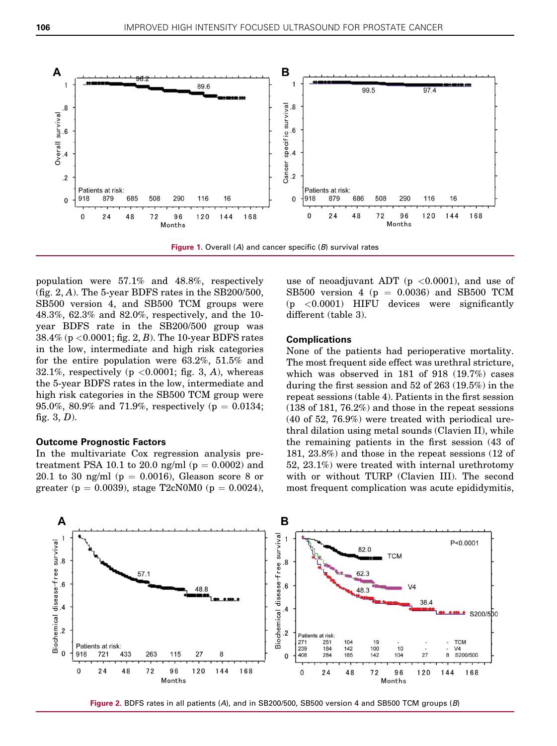Figure 1. Overall (*A*) and cancer specific (*B*) survival rates

population were 57.1% and 48.8%, respectively (fig. 2, *A*). The 5-year BDFS rates in the SB200/500, SB500 version 4, and SB500 TCM groups were 48.3%, 62.3% and 82.0%, respectively, and the 10-year BDFS rate in the SB200/500 group was 38.4% ($p < 0.0001$; fig. 2, *B*). The 10-year BDFS rates in the low, intermediate and high risk categories for the entire population were 63.2%, 51.5% and 32.1%, respectively ($p < 0.0001$; fig. 3, *A*), whereas the 5-year BDFS rates in the low, intermediate and high risk categories in the SB500 TCM group were 95.0%, 80.9% and 71.9%, respectively ($p = 0.0134$; fig. 3, *D*).

### Outcome Prognostic Factors

In the multivariate Cox regression analysis pretreatment PSA 10.1 to 20.0 ng/ml ($p = 0.0002$) and 20.1 to 30 ng/ml ($p = 0.0016$), Gleason score 8 or greater ($p = 0.0039$), stage T2cN0M0 ($p = 0.0024$), use of neoadjuvant ADT ($p < 0.0001$), and use of SB500 version 4 ($p = 0.0036$) and SB500 TCM ($p < 0.0001$) HIFU devices were significantly different (table 3).

### Complications

None of the patients had perioperative mortality. The most frequent side effect was urethral stricture, which was observed in 181 of 918 (19.7%) cases during the first session and 52 of 263 (19.5%) in the repeat sessions (table 4). Patients in the first session (138 of 181, 76.2%) and those in the repeat sessions (40 of 52, 76.9%) were treated with periodical urethral dilation using metal sounds (Clavien II), while the remaining patients in the first session (43 of 181, 23.8%) and those in the repeat sessions (12 of 52, 23.1%) were treated with internal urethrotomy with or without TURP (Clavien III). The second most frequent complication was acute epididymitis,

Figure 2. BDFS rates in all patients (*A*), and in SB200/500, SB500 version 4 and SB500 TCM groups (*B*)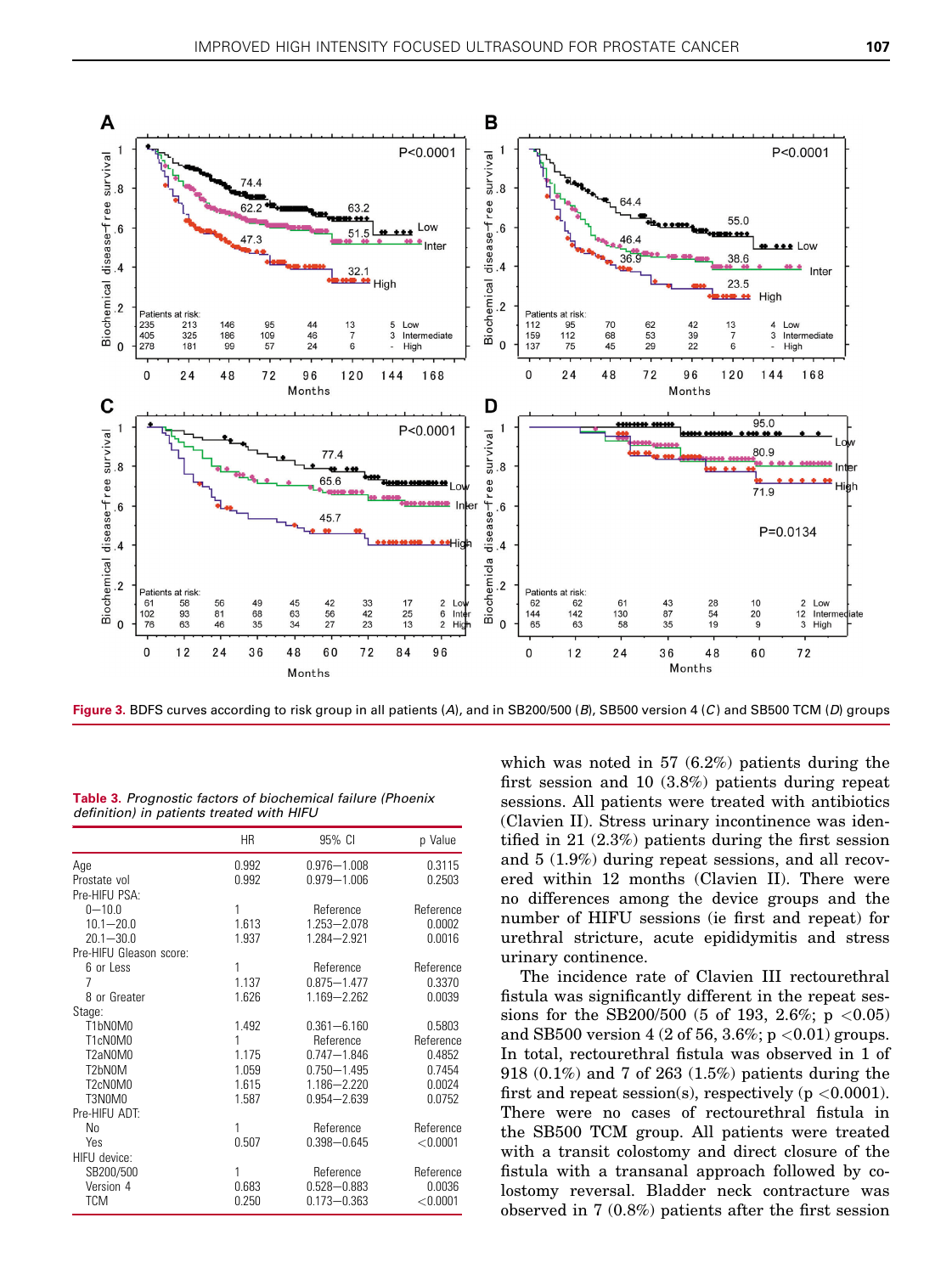Figure 3. BDFS curves according to risk group in all patients (*A*), and in SB200/500 (*B*), SB500 version 4 (*C*) and SB500 TCM (*D*) groups

Table 3. *Prognostic factors of biochemical failure (Phoenix definition) in patients treated with HIFU*

| | HR | 95% CI | p Value |
|---|---|---|---|
| Age | 0.992 | 0.976–1.008 | 0.3115 |
| Prostate vol | 0.992 | 0.979–1.006 | 0.2503 |
| Pre-HIFU PSA: | | | |
| 0–10.0 | 1 | Reference | Reference |
| 10.1–20.0 | 1.613 | 1.253–2.078 | 0.0002 |
| 20.1–30.0 | 1.937 | 1.284–2.921 | 0.0016 |
| Pre-HIFU Gleason score: | | | |
| 6 or Less | 1 | Reference | Reference |
| 7 | 1.137 | 0.875–1.477 | 0.3370 |
| 8 or Greater | 1.626 | 1.169–2.262 | 0.0039 |
| Stage: | | | |
| T1bN0M0 | 1.492 | 0.361–6.160 | 0.5803 |
| T1cN0M0 | 1 | Reference | Reference |
| T2aN0M0 | 1.175 | 0.747–1.846 | 0.4852 |
| T2bN0M | 1.059 | 0.750–1.495 | 0.7454 |
| T2cN0M0 | 1.615 | 1.186–2.220 | 0.0024 |
| T3N0M0 | 1.587 | 0.954–2.639 | 0.0752 |
| Pre-HIFU ADT: | | | |
| No | 1 | Reference | Reference |
| Yes | 0.507 | 0.398–0.645 | <0.0001 |
| HIFU device: | | | |
| SB200/500 | 1 | Reference | Reference |
| Version 4 | 0.683 | 0.528–0.883 | 0.0036 |
| TCM | 0.250 | 0.173–0.363 | <0.0001 |

which was noted in 57 (6.2%) patients during the first session and 10 (3.8%) patients during repeat sessions. All patients were treated with antibiotics (Clavien II). Stress urinary incontinence was identified in 21 (2.3%) patients during the first session and 5 (1.9%) during repeat sessions, and all recovered within 12 months (Clavien II). There were no differences among the device groups and the number of HIFU sessions (ie first and repeat) for urethral stricture, acute epididymitis and stress urinary continence.

The incidence rate of Clavien III rectourethral fistula was significantly different in the repeat sessions for the SB200/500 (5 of 193, 2.6%; $p < 0.05$) and SB500 version 4 (2 of 56, 3.6%; $p < 0.01$) groups. In total, rectourethral fistula was observed in 1 of 918 (0.1%) and 7 of 263 (1.5%) patients during the first and repeat session(s), respectively ($p < 0.0001$). There were no cases of rectourethral fistula in the SB500 TCM group. All patients were treated with a transit colostomy and direct closure of the fistula with a transanal approach followed by colostomy reversal. Bladder neck contracture was observed in 7 (0.8%) patients after the first session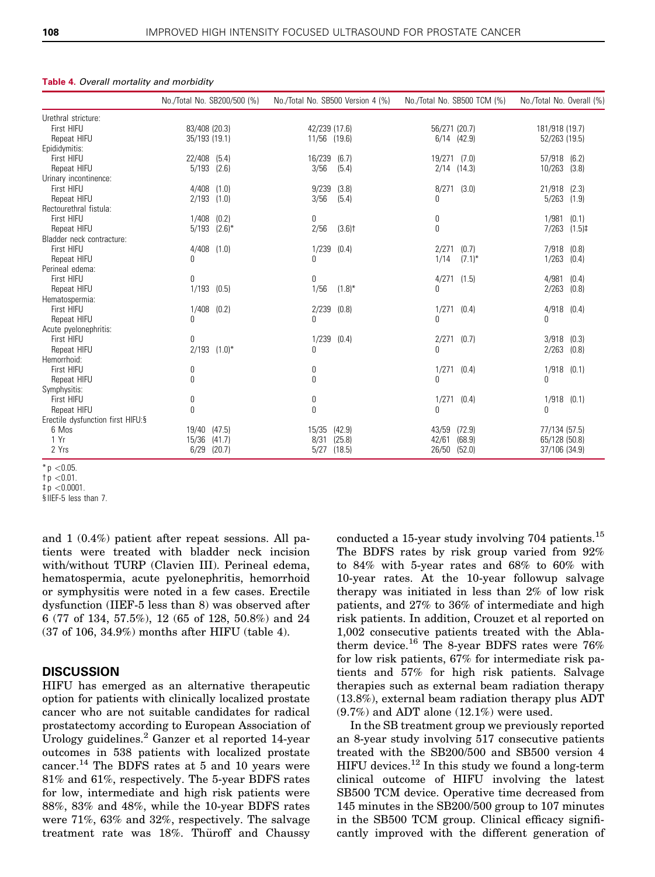**Table 4.** *Overall mortality and morbidity*

| | No./Total No. SB200/500 (%) | No./Total No. SB500 Version 4 (%) | No./Total No. SB500 TCM (%) | No./Total No. Overall (%) |
|---|---|---|---|---|
| Urethral stricture: | | | | |
| First HIFU | 83/408 (20.3) | 42/239 (17.6) | 56/271 (20.7) | 181/918 (19.7) |
| Repeat HIFU | 35/193 (19.1) | 11/56 (19.6) | 6/14 (42.9) | 52/263 (19.5) |
| Epididymitis: | | | | |
| First HIFU | 22/408 (5.4) | 16/239 (6.7) | 19/271 (7.0) | 57/918 (6.2) |
| Repeat HIFU | 5/193 (2.6) | 3/56 (5.4) | 2/14 (14.3) | 10/263 (3.8) |
| Urinary incontinence: | | | | |
| First HIFU | 4/408 (1.0) | 9/239 (3.8) | 8/271 (3.0) | 21/918 (2.3) |
| Repeat HIFU | 2/193 (1.0) | 3/56 (5.4) | 0 | 5/263 (1.9) |
| Rectourethral fistula: | | | | |
| First HIFU | 1/408 (0.2) | 0 | 0 | 1/981 (0.1) |
| Repeat HIFU | 5/193 (2.6)* | 2/56 (3.6)† | 0 | 7/263 (1.5)‡ |
| Bladder neck contracture: | | | | |
| First HIFU | 4/408 (1.0) | 1/239 (0.4) | 2/271 (0.7) | 7/918 (0.8) |
| Repeat HIFU | 0 | 0 | 1/14 (7.1)* | 1/263 (0.4) |
| Perineal edema: | | | | |
| First HIFU | 0 | 0 | 4/271 (1.5) | 4/981 (0.4) |
| Repeat HIFU | 1/193 (0.5) | 1/56 (1.8)* | 0 | 2/263 (0.8) |
| Hematospermia: | | | | |
| First HIFU | 1/408 (0.2) | 2/239 (0.8) | 1/271 (0.4) | 4/918 (0.4) |
| Repeat HIFU | 0 | 0 | 0 | 0 |
| Acute pyelonephritis: | | | | |
| First HIFU | 0 | 1/239 (0.4) | 2/271 (0.7) | 3/918 (0.3) |
| Repeat HIFU | 2/193 (1.0)* | 0 | 0 | 2/263 (0.8) |
| Hemorrhoid: | | | | |
| First HIFU | 0 | 0 | 1/271 (0.4) | 1/918 (0.1) |
| Repeat HIFU | 0 | 0 | 0 | 0 |
| Symphysitis: | | | | |
| First HIFU | 0 | 0 | 1/271 (0.4) | 1/918 (0.1) |
| Repeat HIFU | 0 | 0 | 0 | 0 |
| Erectile dysfunction first HIFU:§ | | | | |
| 6 Mos | 19/40 (47.5) | 15/35 (42.9) | 43/59 (72.9) | 77/134 (57.5) |
| 1 Yr | 15/36 (41.7) | 8/31 (25.8) | 42/61 (68.9) | 65/128 (50.8) |
| 2 Yrs | 6/29 (20.7) | 5/27 (18.5) | 26/50 (52.0) | 37/106 (34.9) |

\* $p < 0.05$.
† $p < 0.01$.
‡ $p < 0.0001$.
§ IIEF-5 less than 7.

and 1 (0.4%) patient after repeat sessions. All patients were treated with bladder neck incision with/without TURP (Clavien III). Perineal edema, hematospermia, acute pyelonephritis, hemorrhoid or symphysitis were noted in a few cases. Erectile dysfunction (IIEF-5 less than 8) was observed after 6 (77 of 134, 57.5%), 12 (65 of 128, 50.8%) and 24 (37 of 106, 34.9%) months after HIFU (table 4).

## DISCUSSION

HIFU has emerged as an alternative therapeutic option for patients with clinically localized prostate cancer who are not suitable candidates for radical prostatectomy according to European Association of Urology guidelines.[2] Ganzer et al reported 14-year outcomes in 538 patients with localized prostate cancer.[14] The BDFS rates at 5 and 10 years were 81% and 61%, respectively. The 5-year BDFS rates for low, intermediate and high risk patients were 88%, 83% and 48%, while the 10-year BDFS rates were 71%, 63% and 32%, respectively. The salvage treatment rate was 18%. Thüroff and Chaussy conducted a 15-year study involving 704 patients.[15] The BDFS rates by risk group varied from 92% to 84% with 5-year rates and 68% to 60% with 10-year rates. At the 10-year followup salvage therapy was initiated in less than 2% of low risk patients, and 27% to 36% of intermediate and high risk patients. In addition, Crouzet et al reported on 1,002 consecutive patients treated with the Ablatherm device.[16] The 8-year BDFS rates were 76% for low risk patients, 67% for intermediate risk patients and 57% for high risk patients. Salvage therapies such as external beam radiation therapy (13.8%), external beam radiation therapy plus ADT (9.7%) and ADT alone (12.1%) were used.

In the SB treatment group we previously reported an 8-year study involving 517 consecutive patients treated with the SB200/500 and SB500 version 4 HIFU devices.[12] In this study we found a long-term clinical outcome of HIFU involving the latest SB500 TCM device. Operative time decreased from 145 minutes in the SB200/500 group to 107 minutes in the SB500 TCM group. Clinical efficacy significantly improved with the different generation of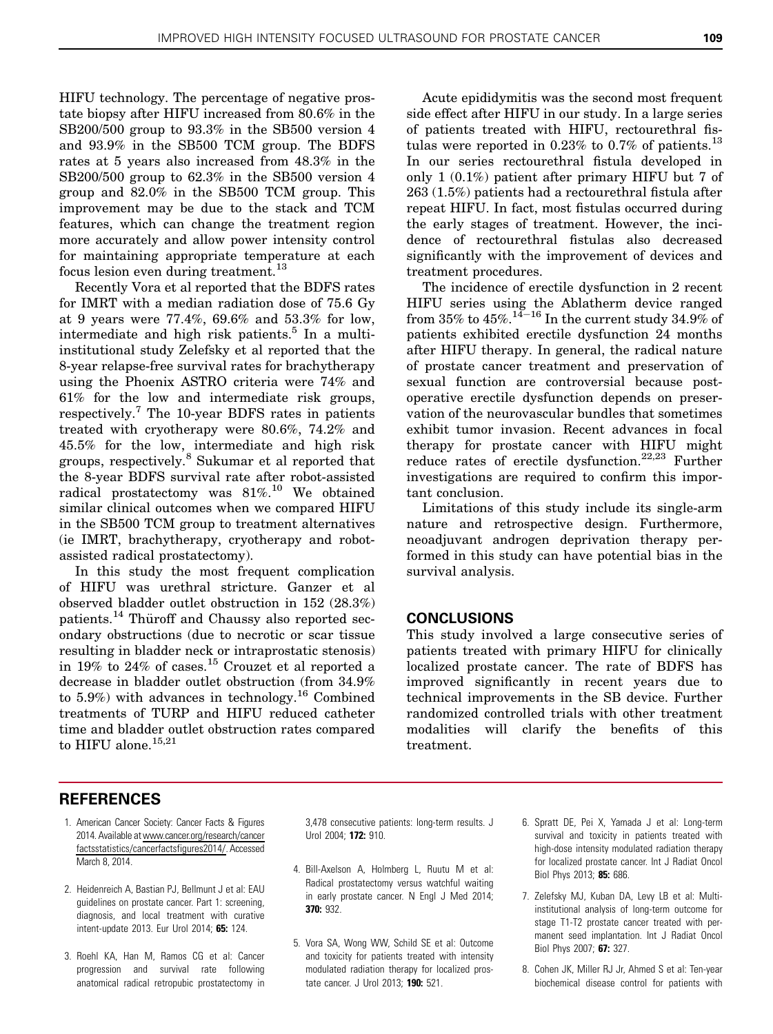HIFU technology. The percentage of negative prostate biopsy after HIFU increased from 80.6% in the SB200/500 group to 93.3% in the SB500 version 4 and 93.9% in the SB500 TCM group. The BDFS rates at 5 years also increased from 48.3% in the SB200/500 group to 62.3% in the SB500 version 4 group and 82.0% in the SB500 TCM group. This improvement may be due to the stack and TCM features, which can change the treatment region more accurately and allow power intensity control for maintaining appropriate temperature at each focus lesion even during treatment.[13]

Recently Vora et al reported that the BDFS rates for IMRT with a median radiation dose of 75.6 Gy at 9 years were 77.4%, 69.6% and 53.3% for low, intermediate and high risk patients.[5] In a multi-institutional study Zelefsky et al reported that the 8-year relapse-free survival rates for brachytherapy using the Phoenix ASTRO criteria were 74% and 61% for the low and intermediate risk groups, respectively.[7] The 10-year BDFS rates in patients treated with cryotherapy were 80.6%, 74.2% and 45.5% for the low, intermediate and high risk groups, respectively.[8] Sukumar et al reported that the 8-year BDFS survival rate after robot-assisted radical prostatectomy was 81%.[10] We obtained similar clinical outcomes when we compared HIFU in the SB500 TCM group to treatment alternatives (ie IMRT, brachytherapy, cryotherapy and robot-assisted radical prostatectomy).

In this study the most frequent complication of HIFU was urethral stricture. Ganzer et al observed bladder outlet obstruction in 152 (28.3%) patients.[14] Thüroff and Chaussy also reported secondary obstructions (due to necrotic or scar tissue resulting in bladder neck or intraprostatic stenosis) in 19% to 24% of cases.[15] Crouzet et al reported a decrease in bladder outlet obstruction (from 34.9% to 5.9%) with advances in technology.[16] Combined treatments of TURP and HIFU reduced catheter time and bladder outlet obstruction rates compared to HIFU alone.[15,21]

Acute epididymitis was the second most frequent side effect after HIFU in our study. In a large series of patients treated with HIFU, rectourethral fistulas were reported in 0.23% to 0.7% of patients.[13] In our series rectourethral fistula developed in only 1 (0.1%) patient after primary HIFU but 7 of 263 (1.5%) patients had a rectourethral fistula after repeat HIFU. In fact, most fistulas occurred during the early stages of treatment. However, the incidence of rectourethral fistulas also decreased significantly with the improvement of devices and treatment procedures.

The incidence of erectile dysfunction in 2 recent HIFU series using the Ablatherm device ranged from 35% to 45%.[14–16] In the current study 34.9% of patients exhibited erectile dysfunction 24 months after HIFU therapy. In general, the radical nature of prostate cancer treatment and preservation of sexual function are controversial because postoperative erectile dysfunction depends on preservation of the neurovascular bundles that sometimes exhibit tumor invasion. Recent advances in focal therapy for prostate cancer with HIFU might reduce rates of erectile dysfunction.[22,23] Further investigations are required to confirm this important conclusion.

Limitations of this study include its single-arm nature and retrospective design. Furthermore, neoadjuvant androgen deprivation therapy performed in this study can have potential bias in the survival analysis.

## CONCLUSIONS

This study involved a large consecutive series of patients treated with primary HIFU for clinically localized prostate cancer. The rate of BDFS has improved significantly in recent years due to technical improvements in the SB device. Further randomized controlled trials with other treatment modalities will clarify the benefits of this treatment.

## REFERENCES

1. American Cancer Society: Cancer Facts & Figures 2014. Available at www.cancer.org/research/cancerfactsstatistics/cancerfactsfigures2014/. Accessed March 8, 2014.
2. Heidenreich A, Bastian PJ, Bellmunt J et al: EAU guidelines on prostate cancer. Part 1: screening, diagnosis, and local treatment with curative intent-update 2013. Eur Urol 2014; **65:** 124.
3. Roehl KA, Han M, Ramos CG et al: Cancer progression and survival rate following anatomical radical retropubic prostatectomy in 3,478 consecutive patients: long-term results. J Urol 2004; **172:** 910.
4. Bill-Axelson A, Holmberg L, Ruutu M et al: Radical prostatectomy versus watchful waiting in early prostate cancer. N Engl J Med 2014; **370:** 932.
5. Vora SA, Wong WW, Schild SE et al: Outcome and toxicity for patients treated with intensity modulated radiation therapy for localized prostate cancer. J Urol 2013; **190:** 521.
6. Spratt DE, Pei X, Yamada J et al: Long-term survival and toxicity in patients treated with high-dose intensity modulated radiation therapy for localized prostate cancer. Int J Radiat Oncol Biol Phys 2013; **85:** 686.
7. Zelefsky MJ, Kuban DA, Levy LB et al: Multi-institutional analysis of long-term outcome for stage T1-T2 prostate cancer treated with permanent seed implantation. Int J Radiat Oncol Biol Phys 2007; **67:** 327.
8. Cohen JK, Miller RJ Jr, Ahmed S et al: Ten-year biochemical disease control for patients with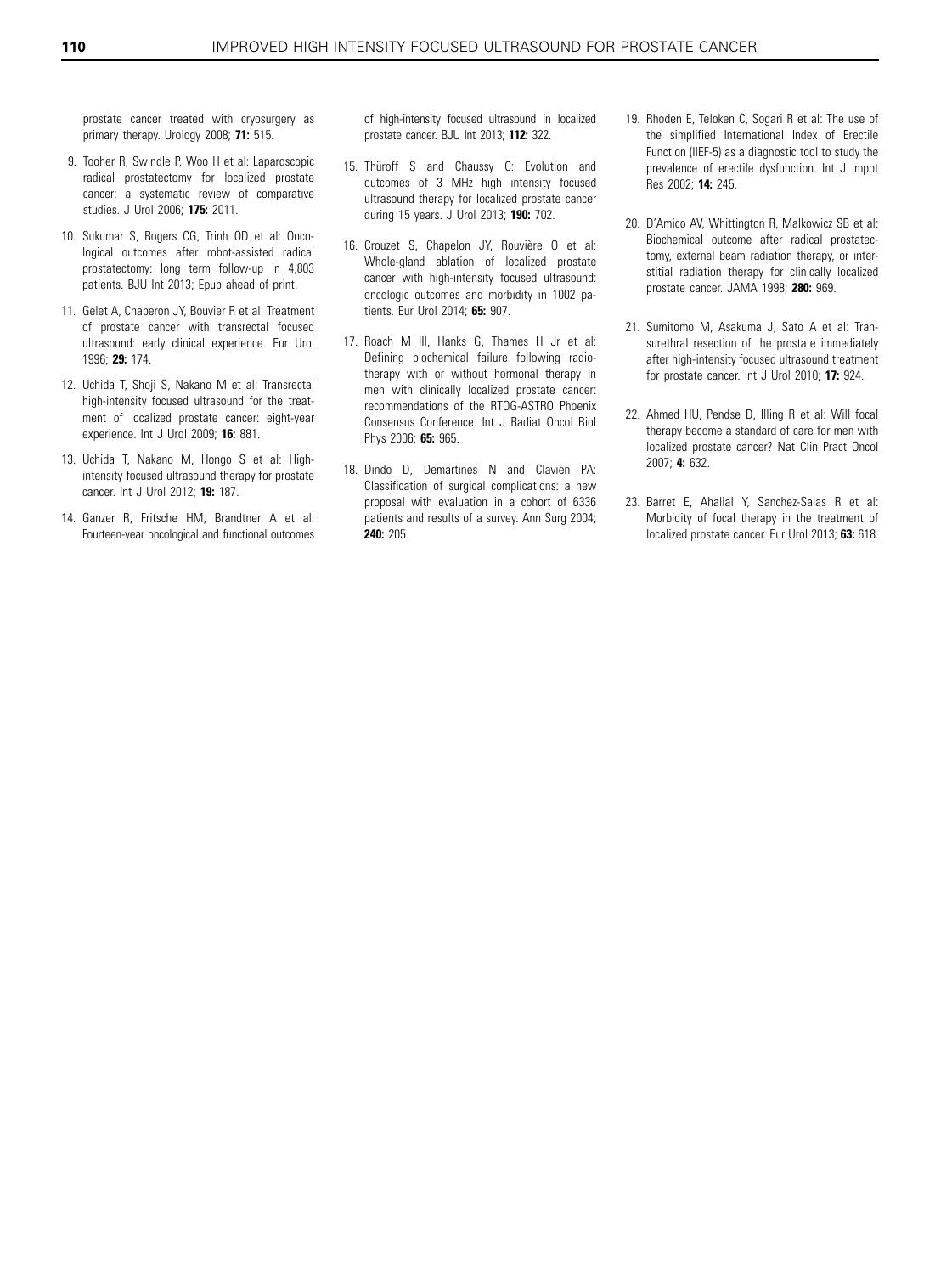prostate cancer treated with cryosurgery as primary therapy. Urology 2008; **71:** 515.

9. Tooher R, Swindle P, Woo H et al: Laparoscopic radical prostatectomy for localized prostate cancer: a systematic review of comparative studies. J Urol 2006; **175:** 2011.
10. Sukumar S, Rogers CG, Trinh QD et al: Oncological outcomes after robot-assisted radical prostatectomy: long term follow-up in 4,803 patients. BJU Int 2013; Epub ahead of print.
11. Gelet A, Chaperon JY, Bouvier R et al: Treatment of prostate cancer with transrectal focused ultrasound: early clinical experience. Eur Urol 1996; **29:** 174.
12. Uchida T, Shoji S, Nakano M et al: Transrectal high-intensity focused ultrasound for the treatment of localized prostate cancer: eight-year experience. Int J Urol 2009; **16:** 881.
13. Uchida T, Nakano M, Hongo S et al: High-intensity focused ultrasound therapy for prostate cancer. Int J Urol 2012; **19:** 187.
14. Ganzer R, Fritsche HM, Brandtner A et al: Fourteen-year oncological and functional outcomes of high-intensity focused ultrasound in localized prostate cancer. BJU Int 2013; **112:** 322.
15. Thüroff S and Chaussy C: Evolution and outcomes of 3 MHz high intensity focused ultrasound therapy for localized prostate cancer during 15 years. J Urol 2013; **190:** 702.
16. Crouzet S, Chapelon JY, Rouvière O et al: Whole-gland ablation of localized prostate cancer with high-intensity focused ultrasound: oncologic outcomes and morbidity in 1002 patients. Eur Urol 2014; **65:** 907.
17. Roach M III, Hanks G, Thames H Jr et al: Defining biochemical failure following radiotherapy with or without hormonal therapy in men with clinically localized prostate cancer: recommendations of the RTOG-ASTRO Phoenix Consensus Conference. Int J Radiat Oncol Biol Phys 2006; **65:** 965.
18. Dindo D, Demartines N and Clavien PA: Classification of surgical complications: a new proposal with evaluation in a cohort of 6336 patients and results of a survey. Ann Surg 2004; **240:** 205.
19. Rhoden E, Teloken C, Sogari R et al: The use of the simplified International Index of Erectile Function (IIEF-5) as a diagnostic tool to study the prevalence of erectile dysfunction. Int J Impot Res 2002; **14:** 245.
20. D'Amico AV, Whittington R, Malkowicz SB et al: Biochemical outcome after radical prostatectomy, external beam radiation therapy, or interstitial radiation therapy for clinically localized prostate cancer. JAMA 1998; **280:** 969.
21. Sumitomo M, Asakuma J, Sato A et al: Transurethral resection of the prostate immediately after high-intensity focused ultrasound treatment for prostate cancer. Int J Urol 2010; **17:** 924.
22. Ahmed HU, Pendse D, Illing R et al: Will focal therapy become a standard of care for men with localized prostate cancer? Nat Clin Pract Oncol 2007; **4:** 632.
23. Barret E, Ahallal Y, Sanchez-Salas R et al: Morbidity of focal therapy in the treatment of localized prostate cancer. Eur Urol 2013; **63:** 618.